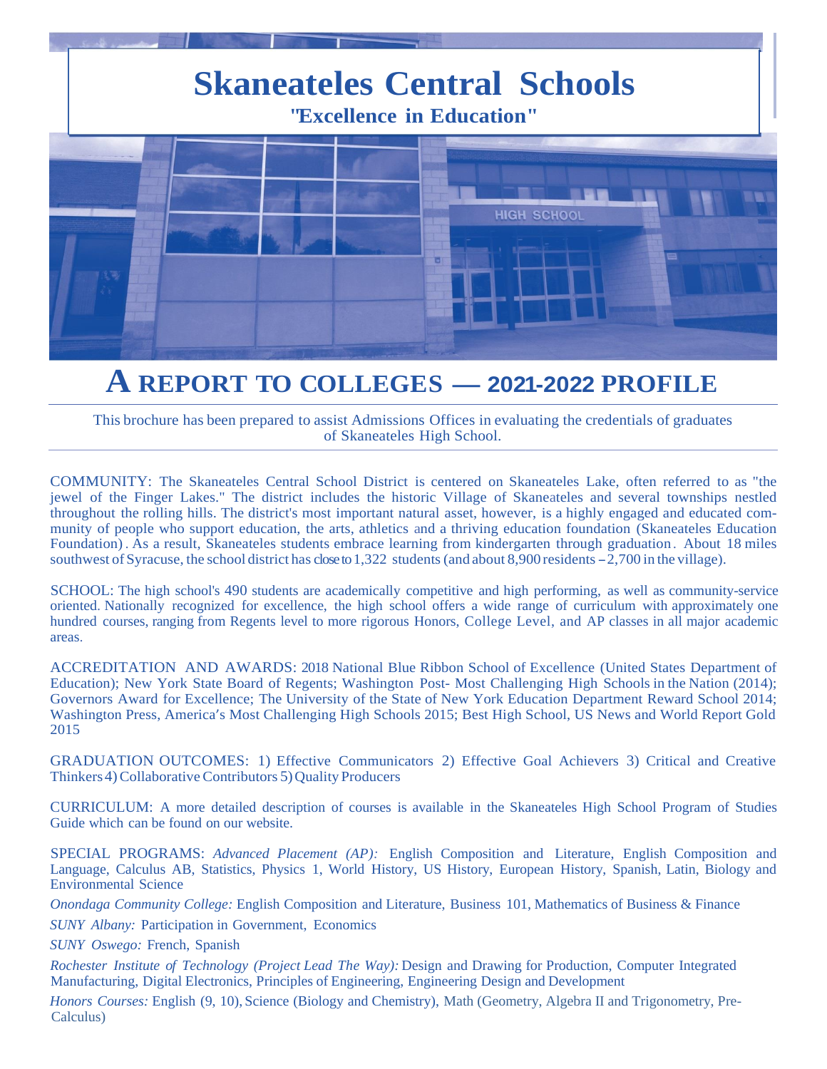# Skaneateles Central Schools

**"Excellence in Education"**

## A REPORT TO COLLEGES — 2021-2022 PROFILE

This brochure has been prepared to assist Admissions Offices in evaluating the credentials of graduates of Skaneateles High School.

COMMUNITY: The Skaneateles Central School District is centered on Skaneateles Lake, often referred to as "the jewel of the Finger Lakes." The district includes the historic Village of Skaneateles and several townships nestled throughout the rolling hills. The district's most important natural asset, however, is a highly engaged and educated community of people who support education, the arts, athletics and a thriving education foundation (Skaneateles Education Foundation). As a result, Skaneateles students embrace learning from kindergarten through graduation. About 18 miles southwest of Syracuse, the school district has close to 1,322 students (and about 8,900 residents – 2,700 in the village).

SCHOOL: The high school's 490 students are academically competitive and high performing, as well as community-service oriented. Nationally recognized for excellence, the high school offers a wide range of curriculum with approximately one hundred courses, ranging from Regents level to more rigorous Honors, College Level, and AP classes in all major academic areas.

ACCREDITATION AND AWARDS: 2018 National Blue Ribbon School of Excellence (United States Department of Education); New York State Board of Regents; Washington Post- Most Challenging High Schools in the Nation (2014); Governors Award for Excellence; The University of the State of New York Education Department Reward School 2014; Washington Press, America's Most Challenging High Schools 2015; Best High School, US News and World Report Gold 2015

GRADUATION OUTCOMES: 1) Effective Communicators 2) Effective Goal Achievers 3) Critical and Creative Thinkers 4) Collaborative Contributors 5) Quality Producers

CURRICULUM: A more detailed description of courses is available in the Skaneateles High School Program of Studies Guide which can be found on our website.

SPECIAL PROGRAMS: *Advanced Placement (AP):* English Composition and Literature, English Composition and Language, Calculus AB, Statistics, Physics 1, World History, US History, European History, Spanish, Latin, Biology and Environmental Science

*Onondaga Community College:* English Composition and Literature, Business 101, Mathematics of Business & Finance

*SUNY Albany:* Participation in Government, Economics

*SUNY Oswego:* French, Spanish

*Rochester Institute of Technology (Project Lead The Way):* Design and Drawing for Production, Computer Integrated Manufacturing, Digital Electronics, Principles of Engineering, Engineering Design and Development

*Honors Courses:* English (9, 10), Science (Biology and Chemistry), Math (Geometry, Algebra II and Trigonometry, Pre-Calculus)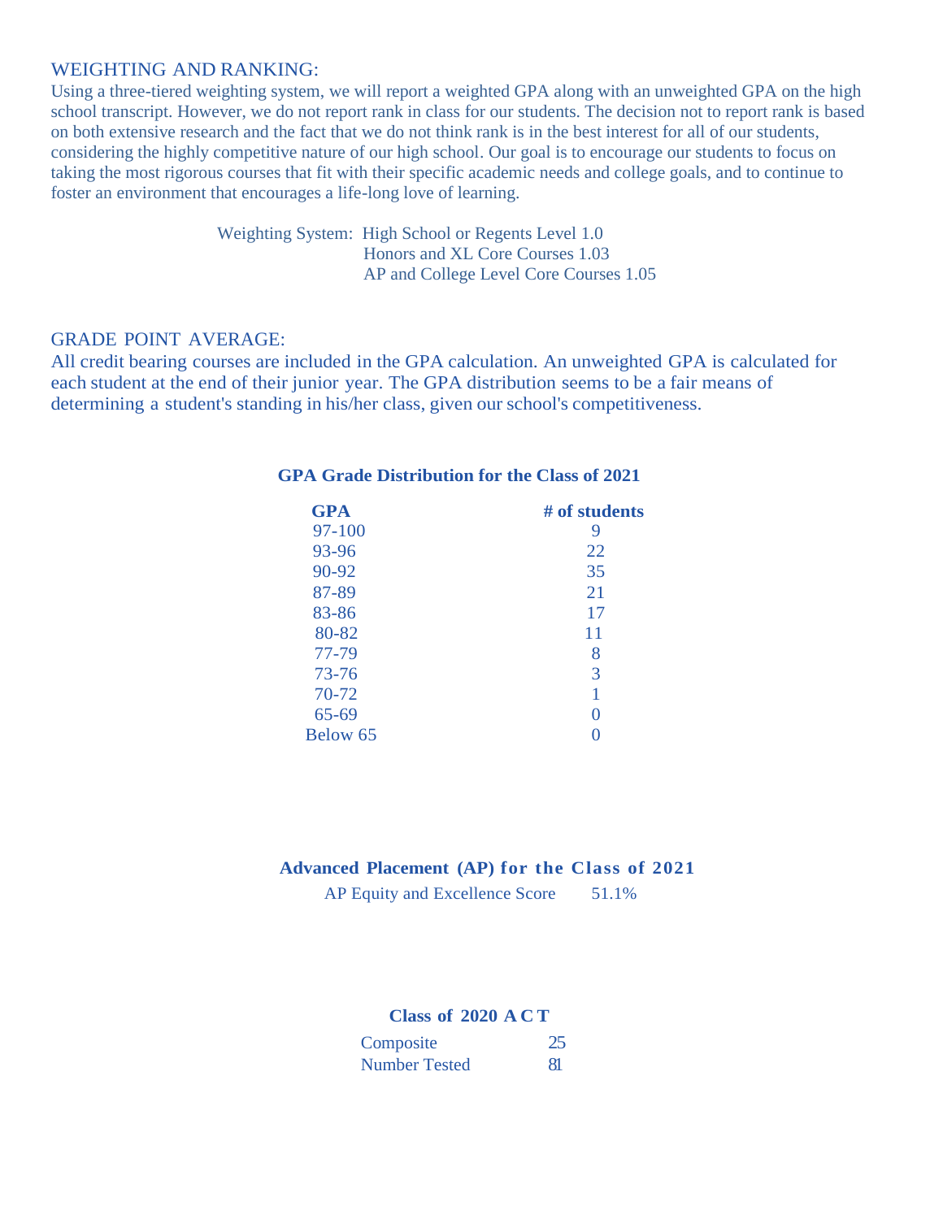## WEIGHTING AND RANKING:

Using a three-tiered weighting system, we will report a weighted GPA along with an unweighted GPA on the high school transcript. However, we do not report rank in class for our students. The decision not to report rank is based on both extensive research and the fact that we do not think rank is in the best interest for all of our students, considering the highly competitive nature of our high school. Our goal is to encourage our students to focus on taking the most rigorous courses that fit with their specific academic needs and college goals, and to continue to foster an environment that encourages a life-long love of learning.

Weighting System: High School or Regents Level 1.0
Honors and XL Core Courses 1.03
AP and College Level Core Courses 1.05

## GRADE POINT AVERAGE:

All credit bearing courses are included in the GPA calculation. An unweighted GPA is calculated for each student at the end of their junior year. The GPA distribution seems to be a fair means of determining a student's standing in his/her class, given our school's competitiveness.

**GPA Grade Distribution for the Class of 2021**

| GPA | # of students |
|---|---|
| 97-100 | 9 |
| 93-96 | 22 |
| 90-92 | 35 |
| 87-89 | 21 |
| 83-86 | 17 |
| 80-82 | 11 |
| 77-79 | 8 |
| 73-76 | 3 |
| 70-72 | 1 |
| 65-69 | 0 |
| Below 65 | 0 |

**Advanced Placement (AP) for the Class of 2021**

| AP Equity and Excellence Score | 51.1% |
|---|---|

**Class of 2020 ACT**

| Composite | 25 |
|---|---|
| Number Tested | 81 |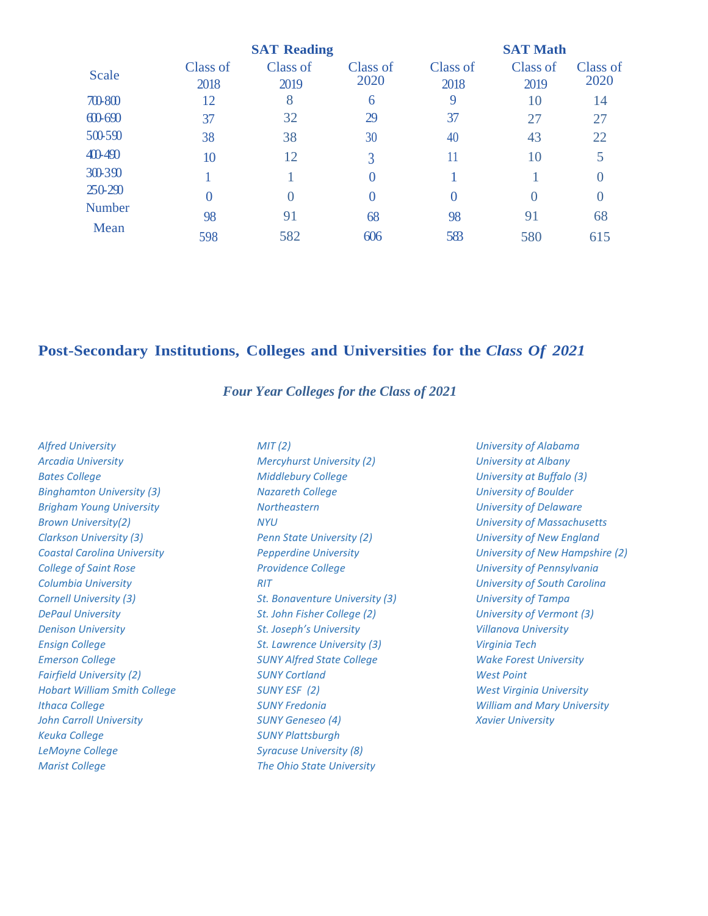| Scale | SAT Reading | | | SAT Math | | |
|---|---|---|---|---|---|---|
| | Class of 2018 | Class of 2019 | Class of 2020 | Class of 2018 | Class of 2019 | Class of 2020 |
| 700-800 | 12 | 8 | 6 | 9 | 10 | 14 |
| 600-690 | 37 | 32 | 29 | 37 | 27 | 27 |
| 500-590 | 38 | 38 | 30 | 40 | 43 | 22 |
| 400-490 | 10 | 12 | 3 | 11 | 10 | 5 |
| 300-390 | 1 | 1 | 0 | 1 | 1 | 0 |
| 250-290 | 0 | 0 | 0 | 0 | 0 | 0 |
| Number | 98 | 91 | 68 | 98 | 91 | 68 |
| Mean | 598 | 582 | 606 | 583 | 580 | 615 |

## Post-Secondary Institutions, Colleges and Universities for the *Class Of 2021*

### *Four Year Colleges for the Class of 2021*

*Alfred University*
*Arcadia University*
*Bates College*
*Binghamton University (3)*
*Brigham Young University*
*Brown University(2)*
*Clarkson University (3)*
*Coastal Carolina University*
*College of Saint Rose*
*Columbia University*
*Cornell University (3)*
*DePaul University*
*Denison University*
*Ensign College*
*Emerson College*
*Fairfield University (2)*
*Hobart William Smith College*
*Ithaca College*
*John Carroll University*
*Keuka College*
*LeMoyne College*
*Marist College*
*MIT (2)*
*Mercyhurst University (2)*
*Middlebury College*
*Nazareth College*
*Northeastern*
*NYU*
*Penn State University (2)*
*Pepperdine University*
*Providence College*
*RIT*
*St. Bonaventure University (3)*
*St. John Fisher College (2)*
*St. Joseph's University*
*St. Lawrence University (3)*
*SUNY Alfred State College*
*SUNY Cortland*
*SUNY ESF (2)*
*SUNY Fredonia*
*SUNY Geneseo (4)*
*SUNY Plattsburgh*
*Syracuse University (8)*
*The Ohio State University*
*University of Alabama*
*University at Albany*
*University at Buffalo (3)*
*University of Boulder*
*University of Delaware*
*University of Massachusetts*
*University of New England*
*University of New Hampshire (2)*
*University of Pennsylvania*
*University of South Carolina*
*University of Tampa*
*University of Vermont (3)*
*Villanova University*
*Virginia Tech*
*Wake Forest University*
*West Point*
*West Virginia University*
*William and Mary University*
*Xavier University*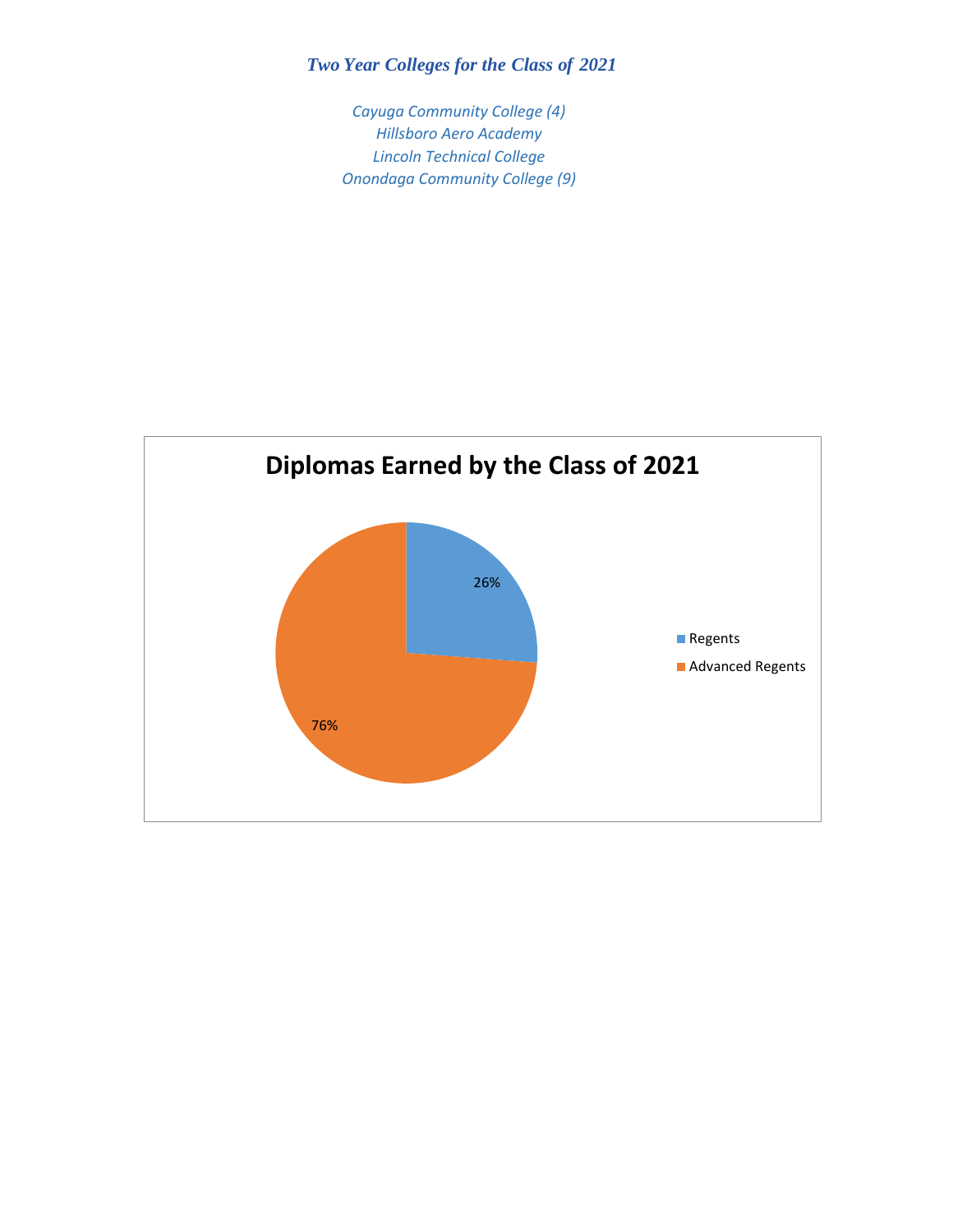*Two Year Colleges for the Class of 2021*

*Cayuga Community College (4)*
*Hillsboro Aero Academy*
*Lincoln Technical College*
*Onondaga Community College (9)*

**Diplomas Earned by the Class of 2021**

| Diploma | Percentage |
|---|---|
| Regents | 26% |
| Advanced Regents | 76% |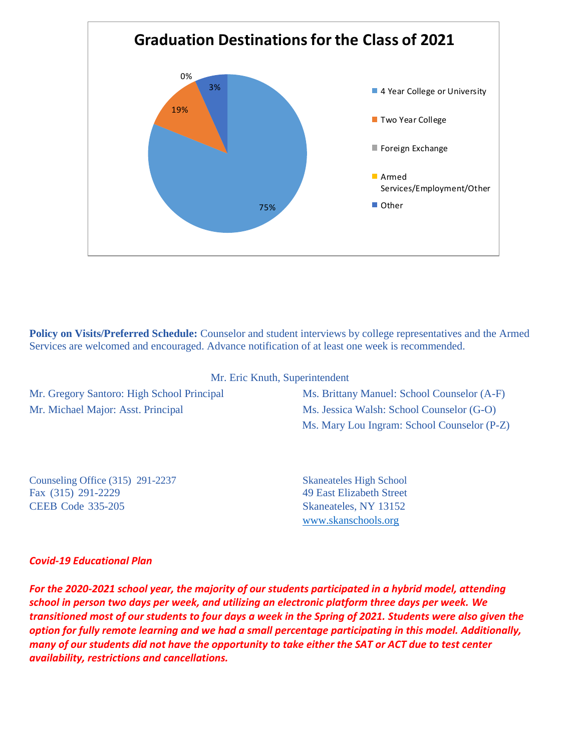## Graduation Destinations for the Class of 2021

0%
3%
19%
75%

4 Year College or University
Two Year College
Foreign Exchange
Armed Services/Employment/Other
Other

**Policy on Visits/Preferred Schedule:** Counselor and student interviews by college representatives and the Armed Services are welcomed and encouraged. Advance notification of at least one week is recommended.

Mr. Eric Knuth, Superintendent

Mr. Gregory Santoro: High School Principal
Mr. Michael Major: Asst. Principal

Ms. Brittany Manuel: School Counselor (A-F)
Ms. Jessica Walsh: School Counselor (G-O)
Ms. Mary Lou Ingram: School Counselor (P-Z)

Counseling Office (315) 291-2237
Fax (315) 291-2229
CEEB Code 335-205

Skaneateles High School
49 East Elizabeth Street
Skaneateles, NY 13152
www.skanschools.org

***Covid-19 Educational Plan***

***For the 2020-2021 school year, the majority of our students participated in a hybrid model, attending school in person two days per week, and utilizing an electronic platform three days per week. We transitioned most of our students to four days a week in the Spring of 2021. Students were also given the option for fully remote learning and we had a small percentage participating in this model. Additionally, many of our students did not have the opportunity to take either the SAT or ACT due to test center availability, restrictions and cancellations.***